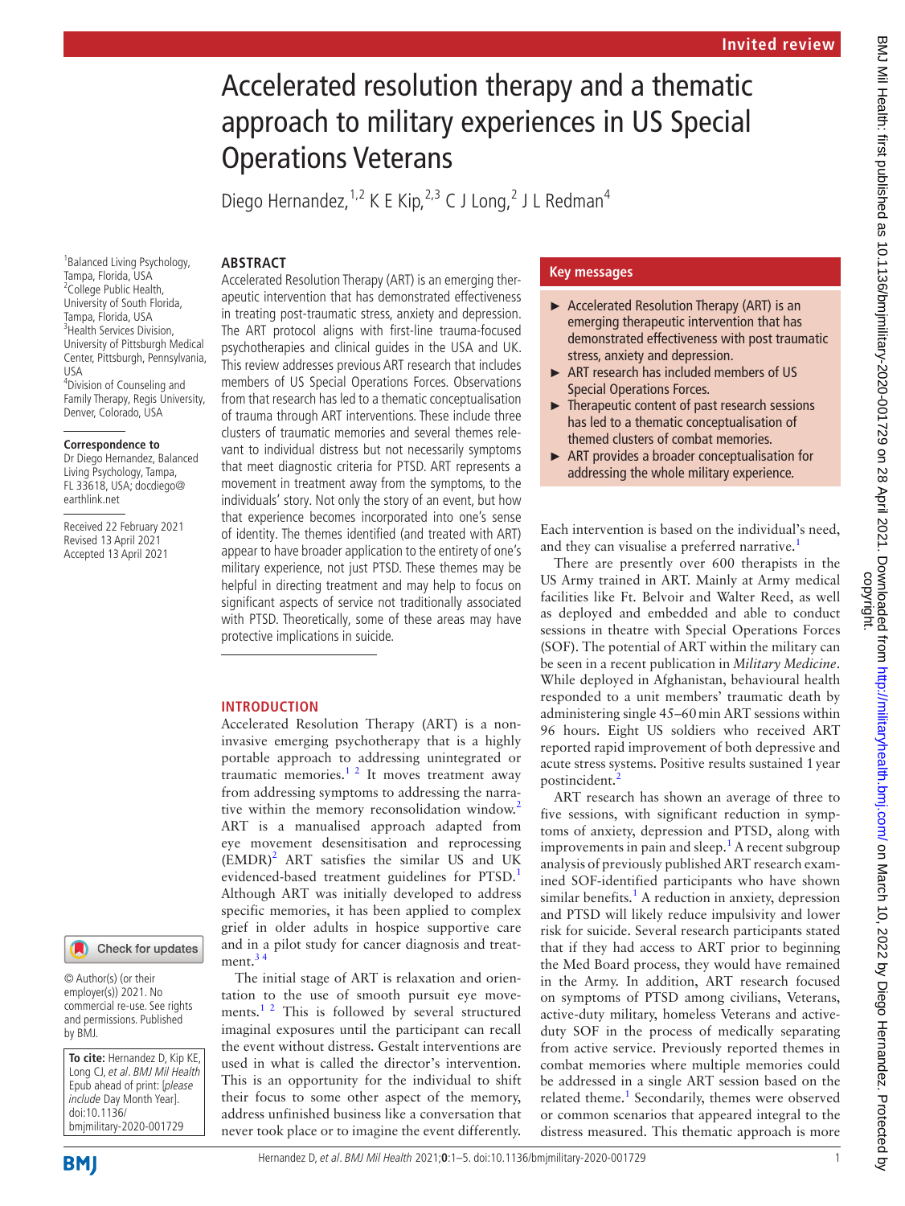Invited review

# Accelerated resolution therapy and a thematic approach to military experiences in US Special Operations Veterans

Diego Hernandez,[1,2] K E Kip,[2,3] C J Long,[2] J L Redman[4]

[1]Balanced Living Psychology, Tampa, Florida, USA
[2]College Public Health, University of South Florida, Tampa, Florida, USA
[3]Health Services Division, University of Pittsburgh Medical Center, Pittsburgh, Pennsylvania, USA
[4]Division of Counseling and Family Therapy, Regis University, Denver, Colorado, USA

**Correspondence to**
Dr Diego Hernandez, Balanced Living Psychology, Tampa, FL 33618, USA; docdiego@earthlink.net

Received 22 February 2021
Revised 13 April 2021
Accepted 13 April 2021

© Author(s) (or their employer(s)) 2021. No commercial re-use. See rights and permissions. Published by BMJ.

**To cite:** Hernandez D, Kip KE, Long CJ, *et al*. *BMJ Mil Health* Epub ahead of print: [*please include* Day Month Year]. doi:10.1136/bmjmilitary-2020-001729

## ABSTRACT

Accelerated Resolution Therapy (ART) is an emerging therapeutic intervention that has demonstrated effectiveness in treating post-traumatic stress, anxiety and depression. The ART protocol aligns with first-line trauma-focused psychotherapies and clinical guides in the USA and UK. This review addresses previous ART research that includes members of US Special Operations Forces. Observations from that research has led to a thematic conceptualisation of trauma through ART interventions. These include three clusters of traumatic memories and several themes relevant to individual distress but not necessarily symptoms that meet diagnostic criteria for PTSD. ART represents a movement in treatment away from the symptoms, to the individuals' story. Not only the story of an event, but how that experience becomes incorporated into one's sense of identity. The themes identified (and treated with ART) appear to have broader application to the entirety of one's military experience, not just PTSD. These themes may be helpful in directing treatment and may help to focus on significant aspects of service not traditionally associated with PTSD. Theoretically, some of these areas may have protective implications in suicide.

## Key messages

- Accelerated Resolution Therapy (ART) is an emerging therapeutic intervention that has demonstrated effectiveness with post traumatic stress, anxiety and depression.
- ART research has included members of US Special Operations Forces.
- Therapeutic content of past research sessions has led to a thematic conceptualisation of themed clusters of combat memories.
- ART provides a broader conceptualisation for addressing the whole military experience.

## INTRODUCTION

Accelerated Resolution Therapy (ART) is a non-invasive emerging psychotherapy that is a highly portable approach to addressing unintegrated or traumatic memories.[1 2] It moves treatment away from addressing symptoms to addressing the narrative within the memory reconsolidation window.[2] ART is a manualised approach adapted from eye movement desensitisation and reprocessing (EMDR)[2] ART satisfies the similar US and UK evidenced-based treatment guidelines for PTSD.[1] Although ART was initially developed to address specific memories, it has been applied to complex grief in older adults in hospice supportive care and in a pilot study for cancer diagnosis and treatment.[3 4]

The initial stage of ART is relaxation and orientation to the use of smooth pursuit eye movements.[1 2] This is followed by several structured imaginal exposures until the participant can recall the event without distress. Gestalt interventions are used in what is called the director's intervention. This is an opportunity for the individual to shift their focus to some other aspect of the memory, address unfinished business like a conversation that never took place or to imagine the event differently. Each intervention is based on the individual's need, and they can visualise a preferred narrative.[1]

There are presently over 600 therapists in the US Army trained in ART. Mainly at Army medical facilities like Ft. Belvoir and Walter Reed, as well as deployed and embedded and able to conduct sessions in theatre with Special Operations Forces (SOF). The potential of ART within the military can be seen in a recent publication in *Military Medicine*. While deployed in Afghanistan, behavioural health responded to a unit members' traumatic death by administering single 45–60 min ART sessions within 96 hours. Eight US soldiers who received ART reported rapid improvement of both depressive and acute stress systems. Positive results sustained 1 year postincident.[2]

ART research has shown an average of three to five sessions, with significant reduction in symptoms of anxiety, depression and PTSD, along with improvements in pain and sleep.[1] A recent subgroup analysis of previously published ART research examined SOF-identified participants who have shown similar benefits.[1] A reduction in anxiety, depression and PTSD will likely reduce impulsivity and lower risk for suicide. Several research participants stated that if they had access to ART prior to beginning the Med Board process, they would have remained in the Army. In addition, ART research focused on symptoms of PTSD among civilians, Veterans, active-duty military, homeless Veterans and active-duty SOF in the process of medically separating from active service. Previously reported themes in combat memories where multiple memories could be addressed in a single ART session based on the related theme.[1] Secondarily, themes were observed or common scenarios that appeared integral to the distress measured. This thematic approach is more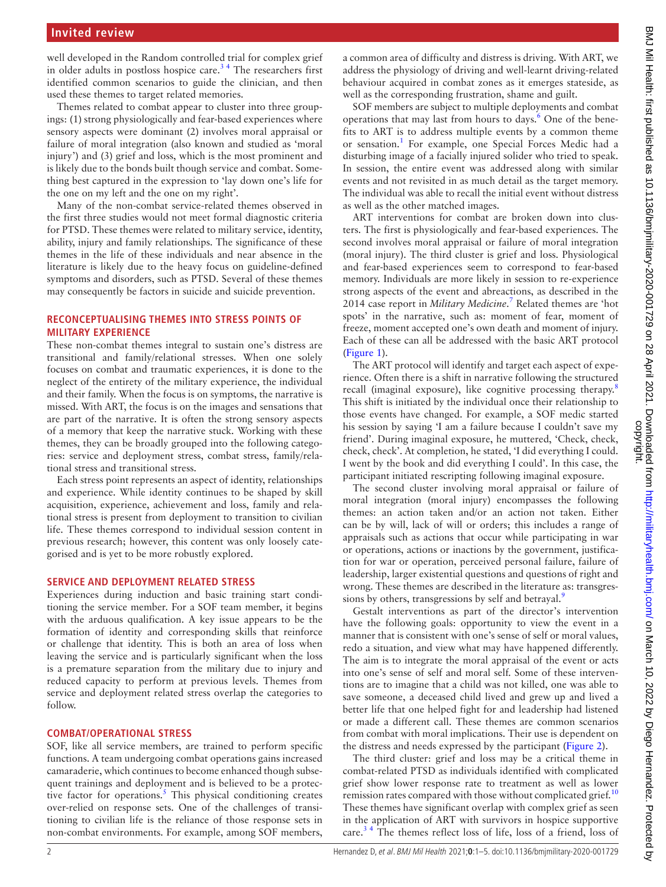well developed in the Random controlled trial for complex grief in older adults in postloss hospice care.[3 4] The researchers first identified common scenarios to guide the clinician, and then used these themes to target related memories.

Themes related to combat appear to cluster into three groupings: (1) strong physiologically and fear-based experiences where sensory aspects were dominant (2) involves moral appraisal or failure of moral integration (also known and studied as 'moral injury') and (3) grief and loss, which is the most prominent and is likely due to the bonds built though service and combat. Something best captured in the expression to 'lay down one's life for the one on my left and the one on my right'.

Many of the non-combat service-related themes observed in the first three studies would not meet formal diagnostic criteria for PTSD. These themes were related to military service, identity, ability, injury and family relationships. The significance of these themes in the life of these individuals and near absence in the literature is likely due to the heavy focus on guideline-defined symptoms and disorders, such as PTSD. Several of these themes may consequently be factors in suicide and suicide prevention.

## RECONCEPTUALISING THEMES INTO STRESS POINTS OF MILITARY EXPERIENCE

These non-combat themes integral to sustain one's distress are transitional and family/relational stresses. When one solely focuses on combat and traumatic experiences, it is done to the neglect of the entirety of the military experience, the individual and their family. When the focus is on symptoms, the narrative is missed. With ART, the focus is on the images and sensations that are part of the narrative. It is often the strong sensory aspects of a memory that keep the narrative stuck. Working with these themes, they can be broadly grouped into the following categories: service and deployment stress, combat stress, family/relational stress and transitional stress.

Each stress point represents an aspect of identity, relationships and experience. While identity continues to be shaped by skill acquisition, experience, achievement and loss, family and relational stress is present from deployment to transition to civilian life. These themes correspond to individual session content in previous research; however, this content was only loosely categorised and is yet to be more robustly explored.

## SERVICE AND DEPLOYMENT RELATED STRESS

Experiences during induction and basic training start conditioning the service member. For a SOF team member, it begins with the arduous qualification. A key issue appears to be the formation of identity and corresponding skills that reinforce or challenge that identity. This is both an area of loss when leaving the service and is particularly significant when the loss is a premature separation from the military due to injury and reduced capacity to perform at previous levels. Themes from service and deployment related stress overlap the categories to follow.

## COMBAT/OPERATIONAL STRESS

SOF, like all service members, are trained to perform specific functions. A team undergoing combat operations gains increased camaraderie, which continues to become enhanced though subsequent trainings and deployment and is believed to be a protective factor for operations.[5] This physical conditioning creates over-relied on response sets. One of the challenges of transitioning to civilian life is the reliance of those response sets in non-combat environments. For example, among SOF members, a common area of difficulty and distress is driving. With ART, we address the physiology of driving and well-learnt driving-related behaviour acquired in combat zones as it emerges stateside, as well as the corresponding frustration, shame and guilt.

SOF members are subject to multiple deployments and combat operations that may last from hours to days.[6] One of the benefits to ART is to address multiple events by a common theme or sensation.[1] For example, one Special Forces Medic had a disturbing image of a facially injured solider who tried to speak. In session, the entire event was addressed along with similar events and not revisited in as much detail as the target memory. The individual was able to recall the initial event without distress as well as the other matched images.

ART interventions for combat are broken down into clusters. The first is physiologically and fear-based experiences. The second involves moral appraisal or failure of moral integration (moral injury). The third cluster is grief and loss. Physiological and fear-based experiences seem to correspond to fear-based memory. Individuals are more likely in session to re-experience strong aspects of the event and abreactions, as described in the 2014 case report in *Military Medicine*.[7] Related themes are 'hot spots' in the narrative, such as: moment of fear, moment of freeze, moment accepted one's own death and moment of injury. Each of these can all be addressed with the basic ART protocol (Figure 1).

The ART protocol will identify and target each aspect of experience. Often there is a shift in narrative following the structured recall (imaginal exposure), like cognitive processing therapy.[8] This shift is initiated by the individual once their relationship to those events have changed. For example, a SOF medic started his session by saying 'I am a failure because I couldn't save my friend'. During imaginal exposure, he muttered, 'Check, check, check, check'. At completion, he stated, 'I did everything I could. I went by the book and did everything I could'. In this case, the participant initiated rescripting following imaginal exposure.

The second cluster involving moral appraisal or failure of moral integration (moral injury) encompasses the following themes: an action taken and/or an action not taken. Either can be by will, lack of will or orders; this includes a range of appraisals such as actions that occur while participating in war or operations, actions or inactions by the government, justification for war or operation, perceived personal failure, failure of leadership, larger existential questions and questions of right and wrong. These themes are described in the literature as: transgressions by others, transgressions by self and betrayal.[9]

Gestalt interventions as part of the director's intervention have the following goals: opportunity to view the event in a manner that is consistent with one's sense of self or moral values, redo a situation, and view what may have happened differently. The aim is to integrate the moral appraisal of the event or acts into one's sense of self and moral self. Some of these interventions are to imagine that a child was not killed, one was able to save someone, a deceased child lived and grew up and lived a better life that one helped fight for and leadership had listened or made a different call. These themes are common scenarios from combat with moral implications. Their use is dependent on the distress and needs expressed by the participant (Figure 2).

The third cluster: grief and loss may be a critical theme in combat-related PTSD as individuals identified with complicated grief show lower response rate to treatment as well as lower remission rates compared with those without complicated grief.[10] These themes have significant overlap with complex grief as seen in the application of ART with survivors in hospice supportive care.[3 4] The themes reflect loss of life, loss of a friend, loss of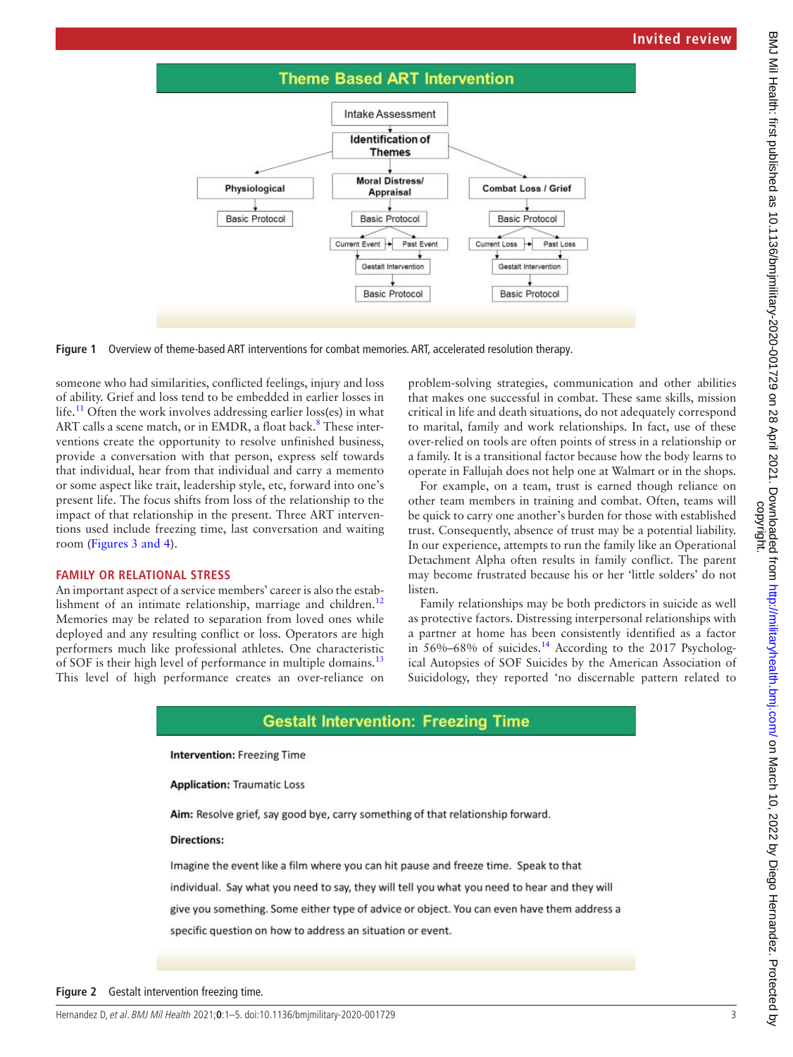Figure 1 Overview of theme-based ART interventions for combat memories. ART, accelerated resolution therapy.

someone who had similarities, conflicted feelings, injury and loss of ability. Grief and loss tend to be embedded in earlier losses in life.[11] Often the work involves addressing earlier loss(es) in what ART calls a scene match, or in EMDR, a float back.[8] These interventions create the opportunity to resolve unfinished business, provide a conversation with that person, express self towards that individual, hear from that individual and carry a memento or some aspect like trait, leadership style, etc, forward into one's present life. The focus shifts from loss of the relationship to the impact of that relationship in the present. Three ART interventions used include freezing time, last conversation and waiting room (Figures 3 and 4).

## FAMILY OR RELATIONAL STRESS

An important aspect of a service members' career is also the establishment of an intimate relationship, marriage and children.[12] Memories may be related to separation from loved ones while deployed and any resulting conflict or loss. Operators are high performers much like professional athletes. One characteristic of SOF is their high level of performance in multiple domains.[13] This level of high performance creates an over-reliance on problem-solving strategies, communication and other abilities that makes one successful in combat. These same skills, mission critical in life and death situations, do not adequately correspond to marital, family and work relationships. In fact, use of these over-relied on tools are often points of stress in a relationship or a family. It is a transitional factor because how the body learns to operate in Fallujah does not help one at Walmart or in the shops.

For example, on a team, trust is earned though reliance on other team members in training and combat. Often, teams will be quick to carry one another's burden for those with established trust. Consequently, absence of trust may be a potential liability. In our experience, attempts to run the family like an Operational Detachment Alpha often results in family conflict. The parent may become frustrated because his or her 'little soldiers' do not listen.

Family relationships may be both predictors in suicide as well as protective factors. Distressing interpersonal relationships with a partner at home has been consistently identified as a factor in 56%–68% of suicides.[14] According to the 2017 Psychological Autopsies of SOF Suicides by the American Association of Suicidology, they reported 'no discernable pattern related to

**Gestalt Intervention: Freezing Time**

**Intervention:** Freezing Time

**Application:** Traumatic Loss

**Aim:** Resolve grief, say good bye, carry something of that relationship forward.

**Directions:**

Imagine the event like a film where you can hit pause and freeze time. Speak to that individual. Say what you need to say, they will tell you what you need to hear and they will give you something. Some either type of advice or object. You can even have them address a specific question on how to address an situation or event.

Figure 2 Gestalt intervention freezing time.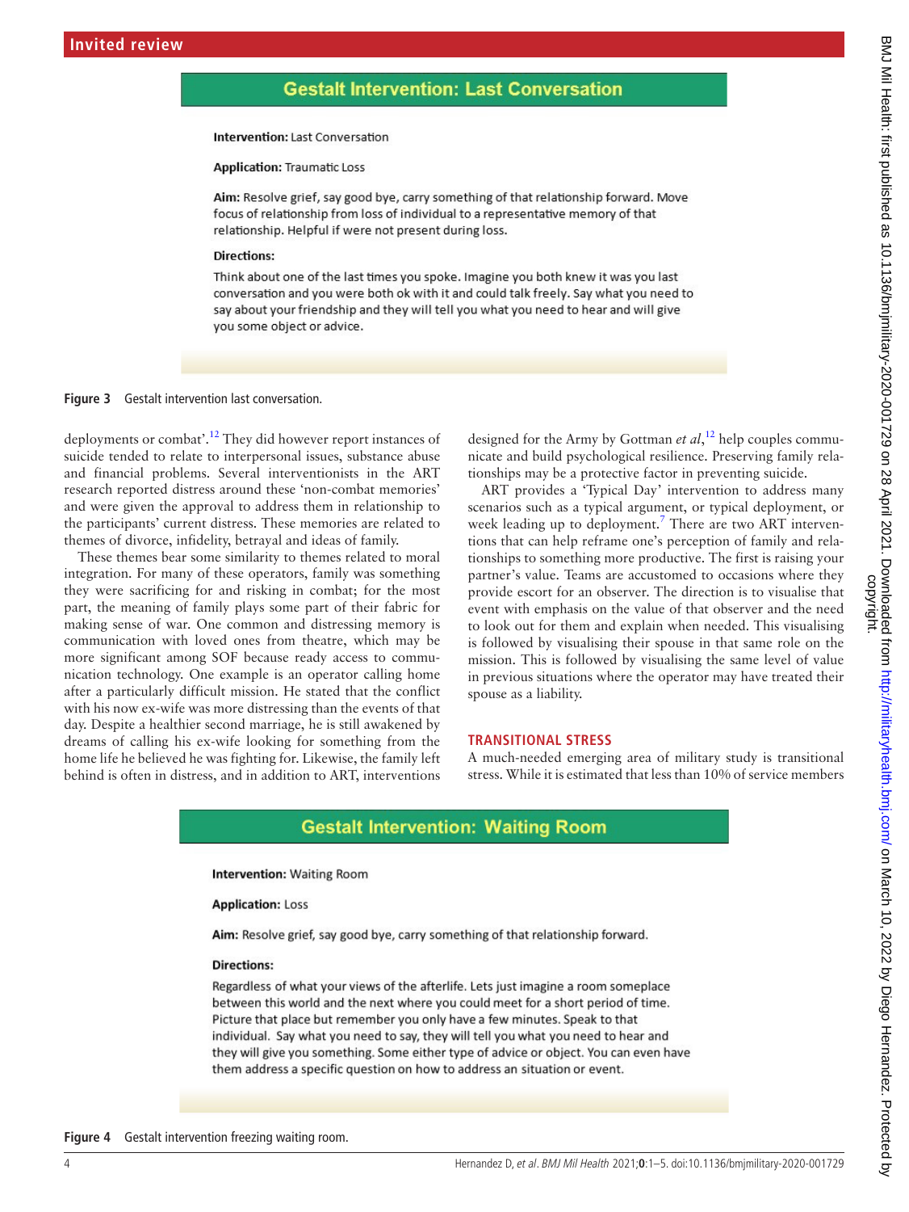## Gestalt Intervention: Last Conversation

**Intervention:** Last Conversation

**Application:** Traumatic Loss

**Aim:** Resolve grief, say good bye, carry something of that relationship forward. Move focus of relationship from loss of individual to a representative memory of that relationship. Helpful if were not present during loss.

**Directions:**

Think about one of the last times you spoke. Imagine you both knew it was you last conversation and you were both ok with it and could talk freely. Say what you need to say about your friendship and they will tell you what you need to hear and will give you some object or advice.

**Figure 3** Gestalt intervention last conversation.

deployments or combat'.[12] They did however report instances of suicide tended to relate to interpersonal issues, substance abuse and financial problems. Several interventionists in the ART research reported distress around these 'non-combat memories' and were given the approval to address them in relationship to the participants' current distress. These memories are related to themes of divorce, infidelity, betrayal and ideas of family.

These themes bear some similarity to themes related to moral integration. For many of these operators, family was something they were sacrificing for and risking in combat; for the most part, the meaning of family plays some part of their fabric for making sense of war. One common and distressing memory is communication with loved ones from theatre, which may be more significant among SOF because ready access to communication technology. One example is an operator calling home after a particularly difficult mission. He stated that the conflict with his now ex-wife was more distressing than the events of that day. Despite a healthier second marriage, he is still awakened by dreams of calling his ex-wife looking for something from the home life he believed he was fighting for. Likewise, the family left behind is often in distress, and in addition to ART, interventions designed for the Army by Gottman *et al*,[12] help couples communicate and build psychological resilience. Preserving family relationships may be a protective factor in preventing suicide.

ART provides a 'Typical Day' intervention to address many scenarios such as a typical argument, or typical deployment, or week leading up to deployment.[7] There are two ART interventions that can help reframe one's perception of family and relationships to something more productive. The first is raising your partner's value. Teams are accustomed to occasions where they provide escort for an observer. The direction is to visualise that event with emphasis on the value of that observer and the need to look out for them and explain when needed. This visualising is followed by visualising their spouse in that same role on the mission. This is followed by visualising the same level of value in previous situations where the operator may have treated their spouse as a liability.

## TRANSITIONAL STRESS

A much-needed emerging area of military study is transitional stress. While it is estimated that less than 10% of service members

## Gestalt Intervention: Waiting Room

**Intervention:** Waiting Room

**Application:** Loss

**Aim:** Resolve grief, say good bye, carry something of that relationship forward.

**Directions:**

Regardless of what your views of the afterlife. Lets just imagine a room someplace between this world and the next where you could meet for a short period of time. Picture that place but remember you only have a few minutes. Speak to that individual. Say what you need to say, they will tell you what you need to hear and they will give you something. Some either type of advice or object. You can even have them address a specific question on how to address an situation or event.

**Figure 4** Gestalt intervention freezing waiting room.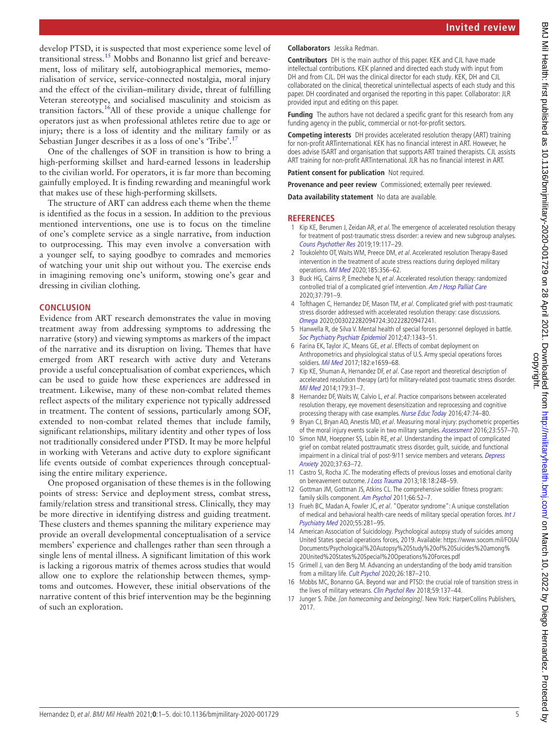develop PTSD, it is suspected that most experience some level of transitional stress.[15] Mobbs and Bonanno list grief and bereavement, loss of military self, autobiographical memories, memorialisation of service, service-connected nostalgia, moral injury and the effect of the civilian–military divide, threat of fulfilling Veteran stereotype, and socialised masculinity and stoicism as transition factors.[16] All of these provide a unique challenge for operators just as when professional athletes retire due to age or injury; there is a loss of identity and the military family or as Sebastian Junger describes it as a loss of one's 'Tribe'.[17]

One of the challenges of SOF in transition is how to bring a high-performing skillset and hard-earned lessons in leadership to the civilian world. For operators, it is far more than becoming gainfully employed. It is finding rewarding and meaningful work that makes use of these high-performing skillsets.

The structure of ART can address each theme when the theme is identified as the focus in a session. In addition to the previous mentioned interventions, one use is to focus on the timeline of one's complete service as a single narrative, from induction to outprocessing. This may even involve a conversation with a younger self, to saying goodbye to comrades and memories of watching your unit ship out without you. The exercise ends in imagining removing one's uniform, stowing one's gear and dressing in civilian clothing.

## CONCLUSION

Evidence from ART research demonstrates the value in moving treatment away from addressing symptoms to addressing the narrative (story) and viewing symptoms as markers of the impact of the narrative and its disruption on living. Themes that have emerged from ART research with active duty and Veterans provide a useful conceptualisation of combat experiences, which can be used to guide how these experiences are addressed in treatment. Likewise, many of these non-combat related themes reflect aspects of the military experience not typically addressed in treatment. The content of sessions, particularly among SOF, extended to non-combat related themes that include family, significant relationships, military identity and other types of loss not traditionally considered under PTSD. It may be more helpful in working with Veterans and active duty to explore significant life events outside of combat experiences through conceptualising the entire military experience.

One proposed organisation of these themes is in the following points of stress: Service and deployment stress, combat stress, family/relation stress and transitional stress. Clinically, they may be more directive in identifying distress and guiding treatment. These clusters and themes spanning the military experience may provide an overall developmental conceptualisation of a service members' experience and challenges rather than seen through a single lens of mental illness. A significant limitation of this work is lacking a rigorous matrix of themes across studies that would allow one to explore the relationship between themes, symptoms and outcomes. However, these initial observations of the narrative content of this brief intervention may be the beginning of such an exploration.

**Collaborators** Jessika Redman.

**Contributors** DH is the main author of this paper. KEK and CJL have made intellectual contributions. KEK planned and directed each study with input from DH and from CJL. DH was the clinical director for each study. KEK, DH and CJL collaborated on the clinical, theoretical unintellectual aspects of each study and this paper. DH coordinated and organised the reporting in this paper. Collaborator: JLR provided input and editing on this paper.

**Funding** The authors have not declared a specific grant for this research from any funding agency in the public, commercial or not-for-profit sectors.

**Competing interests** DH provides accelerated resolution therapy (ART) training for non-profit ARTinternational. KEK has no financial interest in ART. However, he does advise ISART and organisation that supports ART trained therapists. CJL assists ART training for non-profit ARTinternational. JLR has no financial interest in ART.

**Patient consent for publication** Not required.

**Provenance and peer review** Commissioned; externally peer reviewed.

**Data availability statement** No data are available.

## REFERENCES

1. Kip KE, Berumen J, Zeidan AR, *et al*. The emergence of accelerated resolution therapy for treatment of post-traumatic stress disorder: a review and new subgroup analyses. *Couns Psychother Res* 2019;19:117–29.
2. Toukolehto OT, Waits WM, Preece DM, *et al*. Accelerated resolution Therapy-Based intervention in the treatment of acute stress reactions during deployed military operations. *Mil Med* 2020;185:356–62.
3. Buck HG, Cairns P, Emechebe N, *et al*. Accelerated resolution therapy: randomized controlled trial of a complicated grief intervention. *Am J Hosp Palliat Care* 2020;37:791–9.
4. Tofthagen C, Hernandez DF, Mason TM, *et al*. Complicated grief with post-traumatic stress disorder addressed with accelerated resolution therapy: case discussions. *Omega* 2020;003022282094724:30222820947241.
5. Hanwella R, de Silva V. Mental health of special forces personnel deployed in battle. *Soc Psychiatry Psychiatr Epidemiol* 2012;47:1343–51.
6. Farina EK, Taylor JC, Means GE, *et al*. Effects of combat deployment on Anthropometrics and physiological status of U.S. Army special operations forces soldiers. *Mil Med* 2017;182:e1659–68.
7. Kip KE, Shuman A, Hernandez DF, *et al*. Case report and theoretical description of accelerated resolution therapy (art) for military-related post-traumatic stress disorder. *Mil Med* 2014;179:31–7.
8. Hernandez DF, Waits W, Calvio L, *et al*. Practice comparisons between accelerated resolution therapy, eye movement desensitization and reprocessing and cognitive processing therapy with case examples. *Nurse Educ Today* 2016;47:74–80.
9. Bryan CJ, Bryan AO, Anestis MD, *et al*. Measuring moral injury: psychometric properties of the moral injury events scale in two military samples. *Assessment* 2016;23:557–70.
10. Simon NM, Hoeppner SS, Lubin RE, *et al*. Understanding the impact of complicated grief on combat related posttraumatic stress disorder, guilt, suicide, and functional impairment in a clinical trial of post-9/11 service members and veterans. *Depress Anxiety* 2020;37:63–72.
11. Castro SI, Rocha JC. The moderating effects of previous losses and emotional clarity on bereavement outcome. *J Loss Trauma* 2013;18:18:248–59.
12. Gottman JM, Gottman JS, Atkins CL. The comprehensive soldier fitness program: family skills component. *Am Psychol* 2011;66:52–7.
13. Frueh BC, Madan A, Fowler JC, *et al*. "Operator syndrome": A unique constellation of medical and behavioral health-care needs of military special operation forces. *Int J Psychiatry Med* 2020;55:281–95.
14. American Association of Suicidology. Psychological autopsy study of suicides among United States special operations forces, 2019. Available: https://www.socom.mil/FOIA/Documents/Psychological%20Autopsy%20Study%20of%20Suicides%20among%20United%20States%20Special%20Operations%20Forces.pdf
15. Grimell J, van den Berg M. Advancing an understanding of the body amid transition from a military life. *Cult Psychol* 2020;26:187–210.
16. Mobbs MC, Bonanno GA. Beyond war and PTSD: the crucial role of transition stress in the lives of military veterans. *Clin Psychol Rev* 2018;59:137–44.
17. Junger S. *Tribe. [on homecoming and belonging]*. New York: HarperCollins Publishers, 2017.